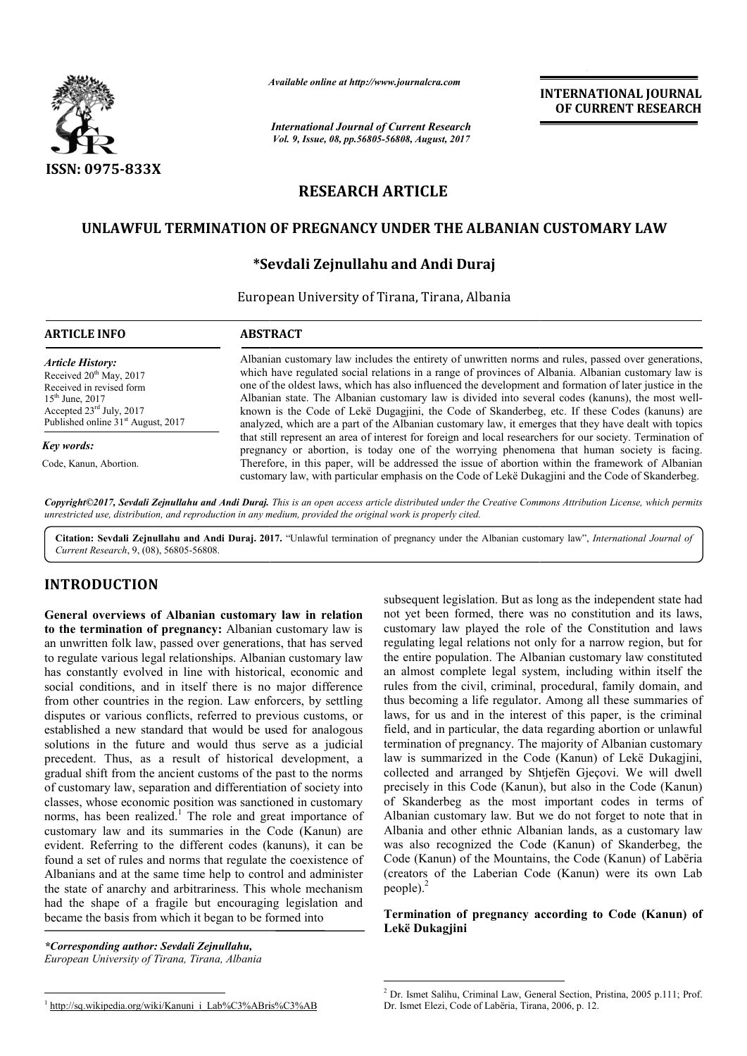# RESEARCH ARTICLE

## UNLAWFUL TERMINATION OF PREGNANCY UNDER THE ALBANIAN CUSTOMARY LAW

**\*Sevdali Zejnullahu and Andi Duraj**

European University of Tirana, Tirana, Albania

**ARTICLE INFO**

*Article History:*

Received 20th May, 2017
Received in revised form 15th June, 2017
Accepted 23rd July, 2017
Published online 31st August, 2017

*Key words:*

Code, Kanun, Abortion.

**ABSTRACT**

Albanian customary law includes the entirety of unwritten norms and rules, passed over generations, which have regulated social relations in a range of provinces of Albania. Albanian customary law is one of the oldest laws, which has also influenced the development and formation of later justice in the Albanian state. The Albanian customary law is divided into several codes (kanuns), the most well-known is the Code of Lekë Dugagjini, the Code of Skanderbeg, etc. If these Codes (kanuns) are analyzed, which are a part of the Albanian customary law, it emerges that they have dealt with topics that still represent an area of interest for foreign and local researchers for our society. Termination of pregnancy or abortion, is today one of the worrying phenomena that human society is facing. Therefore, in this paper, will be addressed the issue of abortion within the framework of Albanian customary law, with particular emphasis on the Code of Lekë Dukagjini and the Code of Skanderbeg.

***Copyright©2017, Sevdali Zejnullahu and Andi Duraj.*** *This is an open access article distributed under the Creative Commons Attribution License, which permits unrestricted use, distribution, and reproduction in any medium, provided the original work is properly cited.*

**Citation: Sevdali Zejnullahu and Andi Duraj. 2017.** "Unlawful termination of pregnancy under the Albanian customary law", *International Journal of Current Research*, 9, (08), 56805-56808.

## INTRODUCTION

**General overviews of Albanian customary law in relation to the termination of pregnancy:** Albanian customary law is an unwritten folk law, passed over generations, that has served to regulate various legal relationships. Albanian customary law has constantly evolved in line with historical, economic and social conditions, and in itself there is no major difference from other countries in the region. Law enforcers, by settling disputes or various conflicts, referred to previous customs, or established a new standard that would be used for analogous solutions in the future and would thus serve as a judicial precedent. Thus, as a result of historical development, a gradual shift from the ancient customs of the past to the norms of customary law, separation and differentiation of society into classes, whose economic position was sanctioned in customary norms, has been realized.[1] The role and great importance of customary law and its summaries in the Code (Kanun) are evident. Referring to the different codes (kanuns), it can be found a set of rules and norms that regulate the coexistence of Albanians and at the same time help to control and administer the state of anarchy and arbitrariness. This whole mechanism had the shape of a fragile but encouraging legislation and became the basis from which it began to be formed into subsequent legislation. But as long as the independent state had not yet been formed, there was no constitution and its laws, customary law played the role of the Constitution and laws regulating legal relations not only for a narrow region, but for the entire population. The Albanian customary law constituted an almost complete legal system, including within itself the rules from the civil, criminal, procedural, family domain, and thus becoming a life regulator. Among all these summaries of laws, for us and in the interest of this paper, is the criminal field, and in particular, the data regarding abortion or unlawful termination of pregnancy. The majority of Albanian customary law is summarized in the Code (Kanun) of Lekë Dukagjini, collected and arranged by Shtjefën Gjeçovi. We will dwell precisely in this Code (Kanun), but also in the Code (Kanun) of Skanderbeg as the most important codes in terms of Albanian customary law. But we do not forget to note that in Albania and other ethnic Albanian lands, as a customary law was also recognized the Code (Kanun) of Skanderbeg, the Code (Kanun) of the Mountains, the Code (Kanun) of Labëria (creators of the Laberian Code (Kanun) were its own Lab people).[2]

### Termination of pregnancy according to Code (Kanun) of Lekë Dukagjini

*\*Corresponding author: Sevdali Zejnullahu,*
*European University of Tirana, Tirana, Albania*

[1] http://sq.wikipedia.org/wiki/Kanuni_i_Lab%C3%ABris%C3%AB

[2] Dr. Ismet Salihu, Criminal Law, General Section, Pristina, 2005 p.111; Prof. Dr. Ismet Elezi, Code of Labëria, Tirana, 2006, p. 12.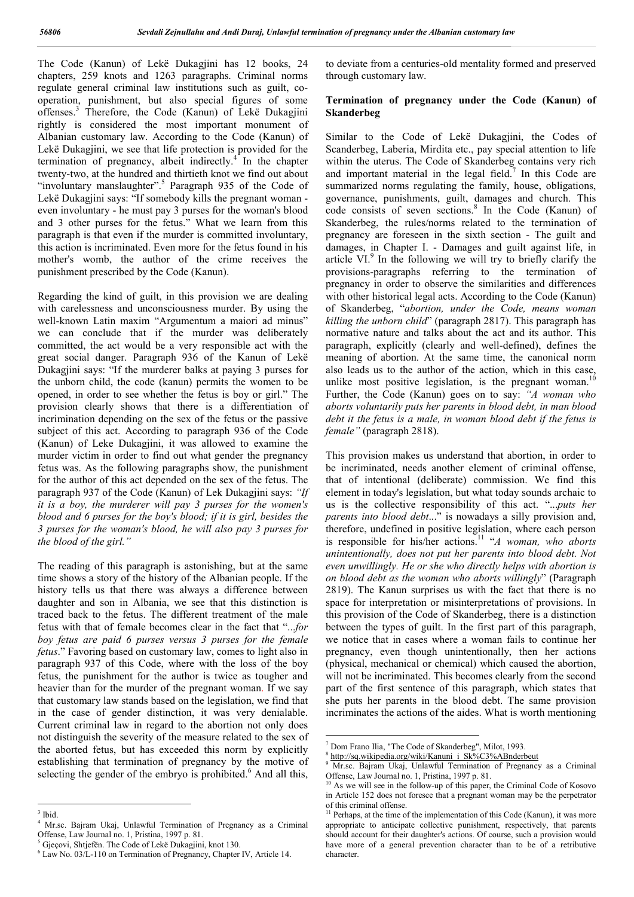The Code (Kanun) of Lekë Dukagjini has 12 books, 24 chapters, 259 knots and 1263 paragraphs. Criminal norms regulate general criminal law institutions such as guilt, co-operation, punishment, but also special figures of some offenses.[3] Therefore, the Code (Kanun) of Lekë Dukagjini rightly is considered the most important monument of Albanian customary law. According to the Code (Kanun) of Lekë Dukagjini, we see that life protection is provided for the termination of pregnancy, albeit indirectly.[4] In the chapter twenty-two, at the hundred and thirtieth knot we find out about "involuntary manslaughter".[5] Paragraph 935 of the Code of Lekë Dukagjini says: "If somebody kills the pregnant woman - even involuntary - he must pay 3 purses for the woman's blood and 3 other purses for the fetus." What we learn from this paragraph is that even if the murder is committed involuntary, this action is incriminated. Even more for the fetus found in his mother's womb, the author of the crime receives the punishment prescribed by the Code (Kanun).

Regarding the kind of guilt, in this provision we are dealing with carelessness and unconsciousness murder. By using the well-known Latin maxim "Argumentum a maiori ad minus" we can conclude that if the murder was deliberately committed, the act would be a very responsible act with the great social danger. Paragraph 936 of the Kanun of Lekë Dukagjini says: "If the murderer balks at paying 3 purses for the unborn child, the code (kanun) permits the women to be opened, in order to see whether the fetus is boy or girl." The provision clearly shows that there is a differentiation of incrimination depending on the sex of the fetus or the passive subject of this act. According to paragraph 936 of the Code (Kanun) of Leke Dukagjini, it was allowed to examine the murder victim in order to find out what gender the pregnancy fetus was. As the following paragraphs show, the punishment for the author of this act depended on the sex of the fetus. The paragraph 937 of the Code (Kanun) of Lek Dukagjini says: *"If it is a boy, the murderer will pay 3 purses for the women's blood and 6 purses for the boy's blood; if it is girl, besides the 3 purses for the woman's blood, he will also pay 3 purses for the blood of the girl."*

The reading of this paragraph is astonishing, but at the same time shows a story of the history of the Albanian people. If the history tells us that there was always a difference between daughter and son in Albania, we see that this distinction is traced back to the fetus. The different treatment of the male fetus with that of female becomes clear in the fact that "...*for boy fetus are paid 6 purses versus 3 purses for the female fetus*." Favoring based on customary law, comes to light also in paragraph 937 of this Code, where with the loss of the boy fetus, the punishment for the author is twice as tougher and heavier than for the murder of the pregnant woman. If we say that customary law stands based on the legislation, we find that in the case of gender distinction, it was very denialable. Current criminal law in regard to the abortion not only does not distinguish the severity of the measure related to the sex of the aborted fetus, but has exceeded this norm by explicitly establishing that termination of pregnancy by the motive of selecting the gender of the embryo is prohibited.[6] And all this, to deviate from a centuries-old mentality formed and preserved through customary law.

## Termination of pregnancy under the Code (Kanun) of Skanderbeg

Similar to the Code of Lekë Dukagjini, the Codes of Scanderbeg, Laberia, Mirdita etc., pay special attention to life within the uterus. The Code of Skanderbeg contains very rich and important material in the legal field.[7] In this Code are summarized norms regulating the family, house, obligations, governance, punishments, guilt, damages and church. This code consists of seven sections.[8] In the Code (Kanun) of Skanderbeg, the rules/norms related to the termination of pregnancy are foreseen in the sixth section - The guilt and damages, in Chapter I. - Damages and guilt against life, in article VI.[9] In the following we will try to briefly clarify the provisions-paragraphs referring to the termination of pregnancy in order to observe the similarities and differences with other historical legal acts. According to the Code (Kanun) of Skanderbeg, "*abortion, under the Code, means woman killing the unborn child*" (paragraph 2817). This paragraph has normative nature and talks about the act and its author. This paragraph, explicitly (clearly and well-defined), defines the meaning of abortion. At the same time, the canonical norm also leads us to the author of the action, which in this case, unlike most positive legislation, is the pregnant woman.[10] Further, the Code (Kanun) goes on to say: *"A woman who aborts voluntarily puts her parents in blood debt, in man blood debt it the fetus is a male, in woman blood debt if the fetus is female"* (paragraph 2818).

This provision makes us understand that abortion, in order to be incriminated, needs another element of criminal offense, that of intentional (deliberate) commission. We find this element in today's legislation, but what today sounds archaic to us is the collective responsibility of this act. "...*puts her parents into blood debt*..." is nowadays a silly provision and, therefore, undefined in positive legislation, where each person is responsible for his/her actions.[11] "*A woman, who aborts unintentionally, does not put her parents into blood debt. Not even unwillingly. He or she who directly helps with abortion is on blood debt as the woman who aborts willingly*" (Paragraph 2819). The Kanun surprises us with the fact that there is no space for interpretation or misinterpretations of provisions. In this provision of the Code of Skanderbeg, there is a distinction between the types of guilt. In the first part of this paragraph, we notice that in cases where a woman fails to continue her pregnancy, even though unintentionally, then her actions (physical, mechanical or chemical) which caused the abortion, will not be incriminated. This becomes clearly from the second part of the first sentence of this paragraph, which states that she puts her parents in the blood debt. The same provision incriminates the actions of the aides. What is worth mentioning

---

[3] Ibid.

[4] Mr.sc. Bajram Ukaj, Unlawful Termination of Pregnancy as a Criminal Offense, Law Journal no. 1, Pristina, 1997 p. 81.

[5] Gjeçovi, Shtjefën. The Code of Lekë Dukagjini, knot 130.

[6] Law No. 03/L-110 on Termination of Pregnancy, Chapter IV, Article 14.

[7] Dom Frano Ilia, "The Code of Skanderbeg", Milot, 1993.

[8] http://sq.wikipedia.org/wiki/Kanuni_i_Sk%C3%ABnderbeut

[9] Mr.sc. Bajram Ukaj, Unlawful Termination of Pregnancy as a Criminal Offense, Law Journal no. 1, Pristina, 1997 p. 81.

[10] As we will see in the follow-up of this paper, the Criminal Code of Kosovo in Article 152 does not foresee that a pregnant woman may be the perpetrator of this criminal offense.

[11] Perhaps, at the time of the implementation of this Code (Kanun), it was more appropriate to anticipate collective punishment, respectively, that parents should account for their daughter's actions. Of course, such a provision would have more of a general prevention character than to be of a retributive character.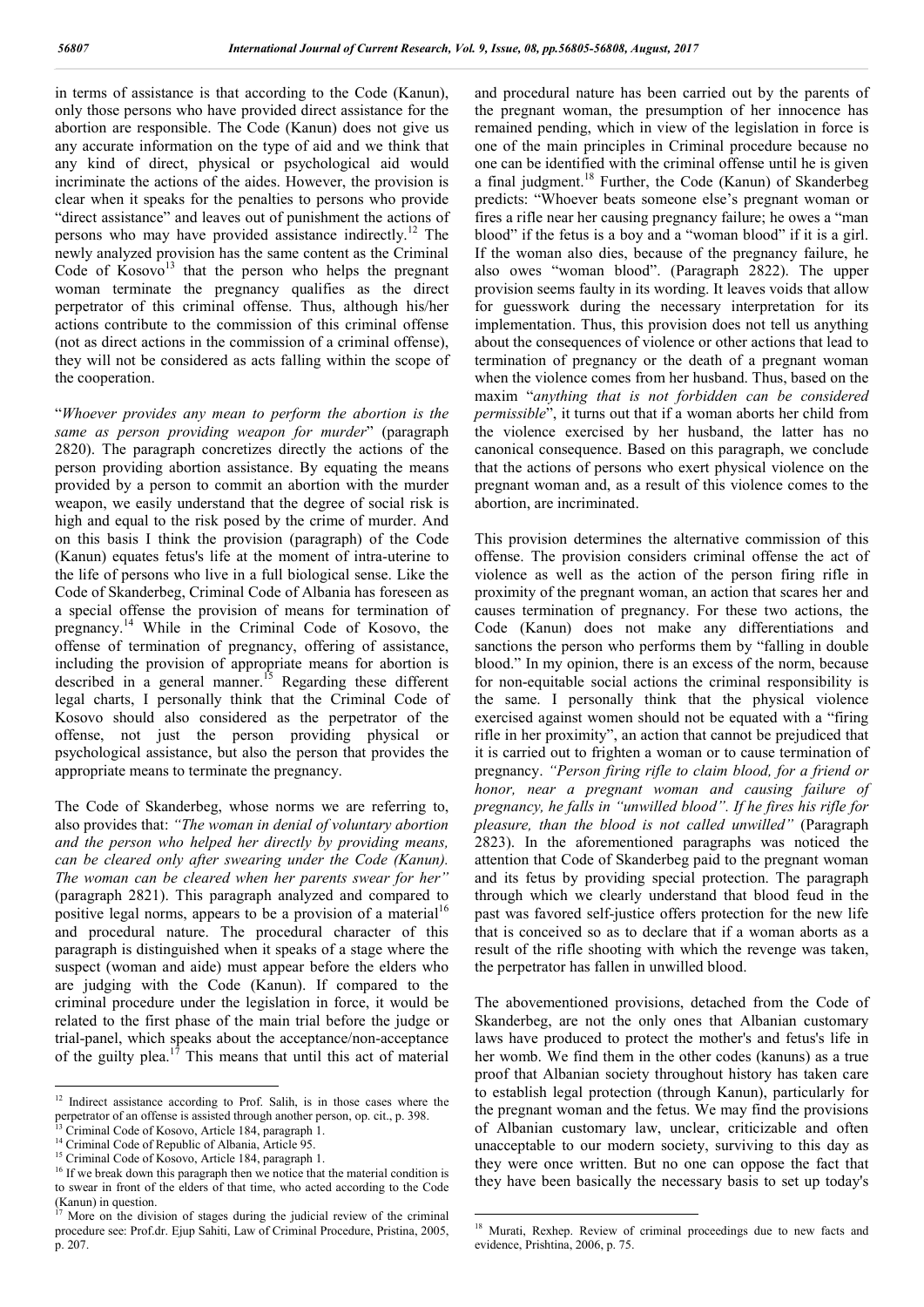in terms of assistance is that according to the Code (Kanun), only those persons who have provided direct assistance for the abortion are responsible. The Code (Kanun) does not give us any accurate information on the type of aid and we think that any kind of direct, physical or psychological aid would incriminate the actions of the aides. However, the provision is clear when it speaks for the penalties to persons who provide "direct assistance" and leaves out of punishment the actions of persons who may have provided assistance indirectly.[12] The newly analyzed provision has the same content as the Criminal Code of Kosovo[13] that the person who helps the pregnant woman terminate the pregnancy qualifies as the direct perpetrator of this criminal offense. Thus, although his/her actions contribute to the commission of this criminal offense (not as direct actions in the commission of a criminal offense), they will not be considered as acts falling within the scope of the cooperation.

"*Whoever provides any mean to perform the abortion is the same as person providing weapon for murder*" (paragraph 2820). The paragraph concretizes directly the actions of the person providing abortion assistance. By equating the means provided by a person to commit an abortion with the murder weapon, we easily understand that the degree of social risk is high and equal to the risk posed by the crime of murder. And on this basis I think the provision (paragraph) of the Code (Kanun) equates fetus's life at the moment of intra-uterine to the life of persons who live in a full biological sense. Like the Code of Skanderbeg, Criminal Code of Albania has foreseen as a special offense the provision of means for termination of pregnancy.[14] While in the Criminal Code of Kosovo, the offense of termination of pregnancy, offering of assistance, including the provision of appropriate means for abortion is described in a general manner.[15] Regarding these different legal charts, I personally think that the Criminal Code of Kosovo should also considered as the perpetrator of the offense, not just the person providing physical or psychological assistance, but also the person that provides the appropriate means to terminate the pregnancy.

The Code of Skanderbeg, whose norms we are referring to, also provides that: *"The woman in denial of voluntary abortion and the person who helped her directly by providing means, can be cleared only after swearing under the Code (Kanun). The woman can be cleared when her parents swear for her"* (paragraph 2821). This paragraph analyzed and compared to positive legal norms, appears to be a provision of a material[16] and procedural nature. The procedural character of this paragraph is distinguished when it speaks of a stage where the suspect (woman and aide) must appear before the elders who are judging with the Code (Kanun). If compared to the criminal procedure under the legislation in force, it would be related to the first phase of the main trial before the judge or trial-panel, which speaks about the acceptance/non-acceptance of the guilty plea.[17] This means that until this act of material and procedural nature has been carried out by the parents of the pregnant woman, the presumption of her innocence has remained pending, which in view of the legislation in force is one of the main principles in Criminal procedure because no one can be identified with the criminal offense until he is given a final judgment.[18] Further, the Code (Kanun) of Skanderbeg predicts: "Whoever beats someone else's pregnant woman or fires a rifle near her causing pregnancy failure; he owes a "man blood" if the fetus is a boy and a "woman blood" if it is a girl. If the woman also dies, because of the pregnancy failure, he also owes "woman blood". (Paragraph 2822). The upper provision seems faulty in its wording. It leaves voids that allow for guesswork during the necessary interpretation for its implementation. Thus, this provision does not tell us anything about the consequences of violence or other actions that lead to termination of pregnancy or the death of a pregnant woman when the violence comes from her husband. Thus, based on the maxim "*anything that is not forbidden can be considered permissible*", it turns out that if a woman aborts her child from the violence exercised by her husband, the latter has no canonical consequence. Based on this paragraph, we conclude that the actions of persons who exert physical violence on the pregnant woman and, as a result of this violence comes to the abortion, are incriminated.

This provision determines the alternative commission of this offense. The provision considers criminal offense the act of violence as well as the action of the person firing rifle in proximity of the pregnant woman, an action that scares her and causes termination of pregnancy. For these two actions, the Code (Kanun) does not make any differentiations and sanctions the person who performs them by "falling in double blood." In my opinion, there is an excess of the norm, because for non-equitable social actions the criminal responsibility is the same. I personally think that the physical violence exercised against women should not be equated with a "firing rifle in her proximity", an action that cannot be prejudiced that it is carried out to frighten a woman or to cause termination of pregnancy. *"Person firing rifle to claim blood, for a friend or honor, near a pregnant woman and causing failure of pregnancy, he falls in "unwilled blood". If he fires his rifle for pleasure, than the blood is not called unwilled"* (Paragraph 2823). In the aforementioned paragraphs was noticed the attention that Code of Skanderbeg paid to the pregnant woman and its fetus by providing special protection. The paragraph through which we clearly understand that blood feud in the past was favored self-justice offers protection for the new life that is conceived so as to declare that if a woman aborts as a result of the rifle shooting with which the revenge was taken, the perpetrator has fallen in unwilled blood.

The abovementioned provisions, detached from the Code of Skanderbeg, are not the only ones that Albanian customary laws have produced to protect the mother's and fetus's life in her womb. We find them in the other codes (kanuns) as a true proof that Albanian society throughout history has taken care to establish legal protection (through Kanun), particularly for the pregnant woman and the fetus. We may find the provisions of Albanian customary law, unclear, criticizable and often unacceptable to our modern society, surviving to this day as they were once written. But no one can oppose the fact that they have been basically the necessary basis to set up today's

---

[12] Indirect assistance according to Prof. Salih, is in those cases where the perpetrator of an offense is assisted through another person, op. cit., p. 398.

[13] Criminal Code of Kosovo, Article 184, paragraph 1.

[14] Criminal Code of Republic of Albania, Article 95.

[15] Criminal Code of Kosovo, Article 184, paragraph 1.

[16] If we break down this paragraph then we notice that the material condition is to swear in front of the elders of that time, who acted according to the Code (Kanun) in question.

[17] More on the division of stages during the judicial review of the criminal procedure see: Prof.dr. Ejup Sahiti, Law of Criminal Procedure, Pristina, 2005, p. 207.

[18] Murati, Rexhep. Review of criminal proceedings due to new facts and evidence, Prishtina, 2006, p. 75.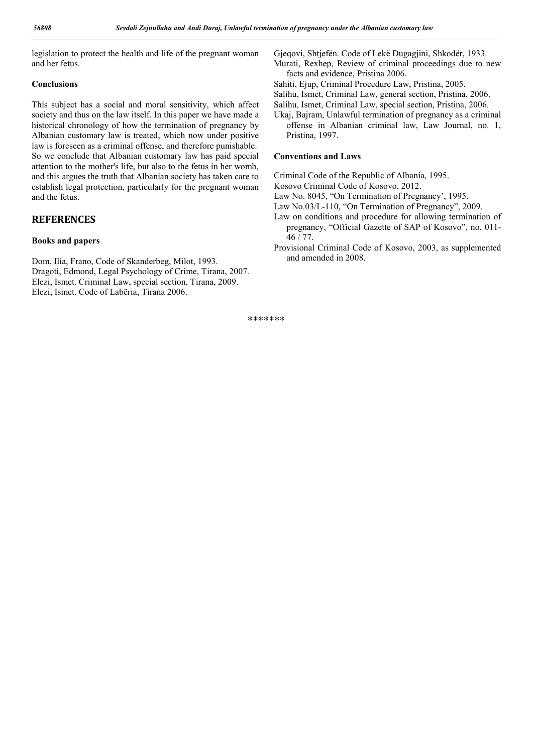legislation to protect the health and life of the pregnant woman and her fetus.

### Conclusions

This subject has a social and moral sensitivity, which affect society and thus on the law itself. In this paper we have made a historical chronology of how the termination of pregnancy by Albanian customary law is treated, which now under positive law is foreseen as a criminal offense, and therefore punishable. So we conclude that Albanian customary law has paid special attention to the mother's life, but also to the fetus in her womb, and this argues the truth that Albanian society has taken care to establish legal protection, particularly for the pregnant woman and the fetus.

## REFERENCES

### Books and papers

Dom, Ilia, Frano, Code of Skanderbeg, Milot, 1993.

Dragoti, Edmond, Legal Psychology of Crime, Tirana, 2007.

Elezi, Ismet. Criminal Law, special section, Tirana, 2009.

Elezi, Ismet. Code of Labëria, Tirana 2006.

Gjeqovi, Shtjefën. Code of Lekë Dugagjini, Shkodër, 1933.

Murati, Rexhep, Review of criminal proceedings due to new facts and evidence, Pristina 2006.

Sahiti, Ejup, Criminal Procedure Law, Pristina, 2005.

Salihu, Ismet, Criminal Law, general section, Pristina, 2006.

Salihu, Ismet, Criminal Law, special section, Pristina, 2006.

Ukaj, Bajram, Unlawful termination of pregnancy as a criminal offense in Albanian criminal law, Law Journal, no. 1, Pristina, 1997.

### Conventions and Laws

Criminal Code of the Republic of Albania, 1995.

Kosovo Criminal Code of Kosovo, 2012.

Law No. 8045, "On Termination of Pregnancy', 1995.

Law No.03/L-110, "On Termination of Pregnancy", 2009.

Law on conditions and procedure for allowing termination of pregnancy, "Official Gazette of SAP of Kosovo", no. 011-46 / 77.

Provisional Criminal Code of Kosovo, 2003, as supplemented and amended in 2008.

\*\*\*\*\*\*\*